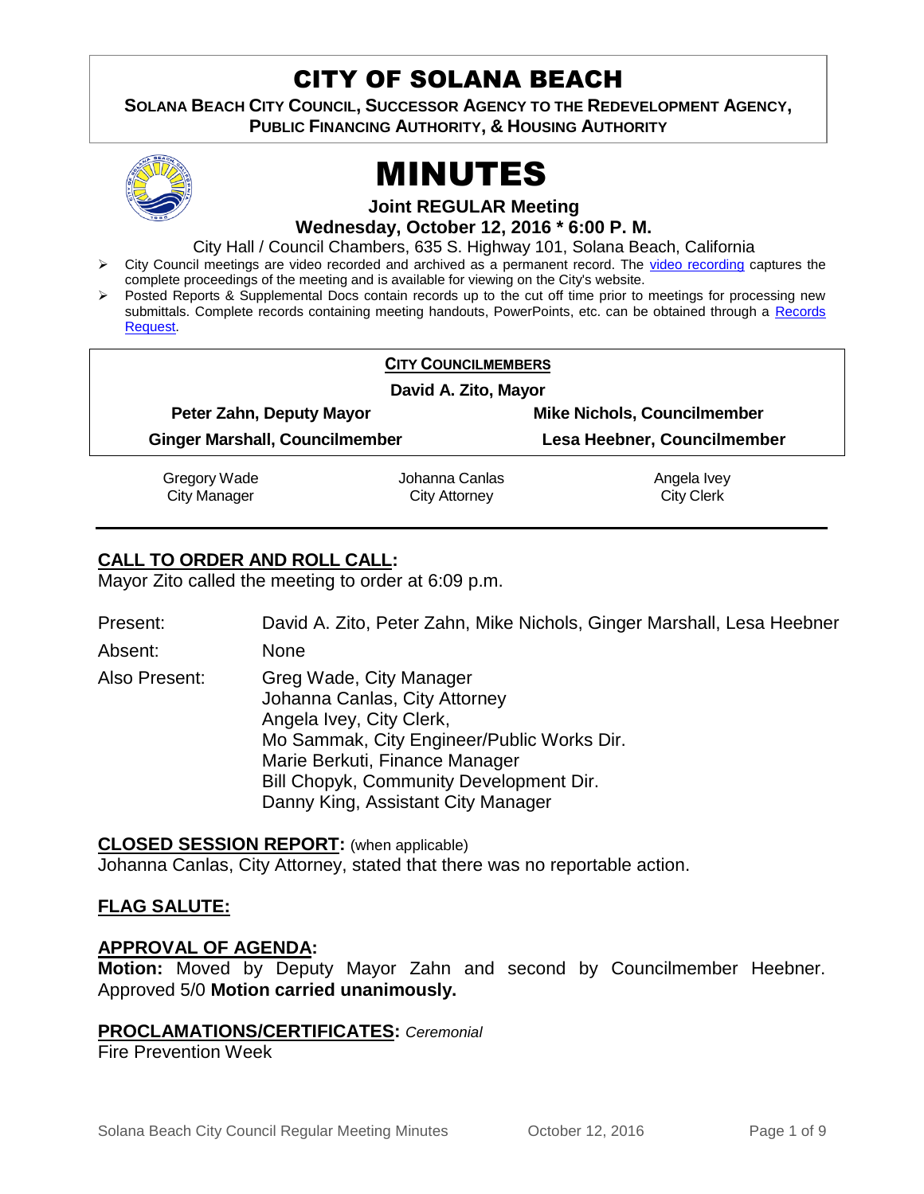# CITY OF SOLANA BEACH

**SOLANA BEACH CITY COUNCIL, SUCCESSOR AGENCY TO THE REDEVELOPMENT AGENCY, PUBLIC FINANCING AUTHORITY, & HOUSING AUTHORITY**

# MINUTES

**Joint REGULAR Meeting**
**Wednesday, October 12, 2016 * 6:00 P. M.**

City Hall / Council Chambers, 635 S. Highway 101, Solana Beach, California

- City Council meetings are video recorded and archived as a permanent record. The video recording captures the complete proceedings of the meeting and is available for viewing on the City's website.
- Posted Reports & Supplemental Docs contain records up to the cut off time prior to meetings for processing new submittals. Complete records containing meeting handouts, PowerPoints, etc. can be obtained through a Records Request.

**CITY COUNCILMEMBERS**

**David A. Zito, Mayor**

| | |
|---|---|
| **Peter Zahn, Deputy Mayor** | **Mike Nichols, Councilmember** |
| **Ginger Marshall, Councilmember** | **Lesa Heebner, Councilmember** |

| | | |
|---|---|---|
| Gregory Wade<br>City Manager | Johanna Canlas<br>City Attorney | Angela Ivey<br>City Clerk |

## CALL TO ORDER AND ROLL CALL:

Mayor Zito called the meeting to order at 6:09 p.m.

Present: David A. Zito, Peter Zahn, Mike Nichols, Ginger Marshall, Lesa Heebner

Absent: None

Also Present:
Greg Wade, City Manager
Johanna Canlas, City Attorney
Angela Ivey, City Clerk,
Mo Sammak, City Engineer/Public Works Dir.
Marie Berkuti, Finance Manager
Bill Chopyk, Community Development Dir.
Danny King, Assistant City Manager

## CLOSED SESSION REPORT: (when applicable)

Johanna Canlas, City Attorney, stated that there was no reportable action.

## FLAG SALUTE:

## APPROVAL OF AGENDA:

**Motion:** Moved by Deputy Mayor Zahn and second by Councilmember Heebner. Approved 5/0 **Motion carried unanimously.**

## PROCLAMATIONS/CERTIFICATES: *Ceremonial*

Fire Prevention Week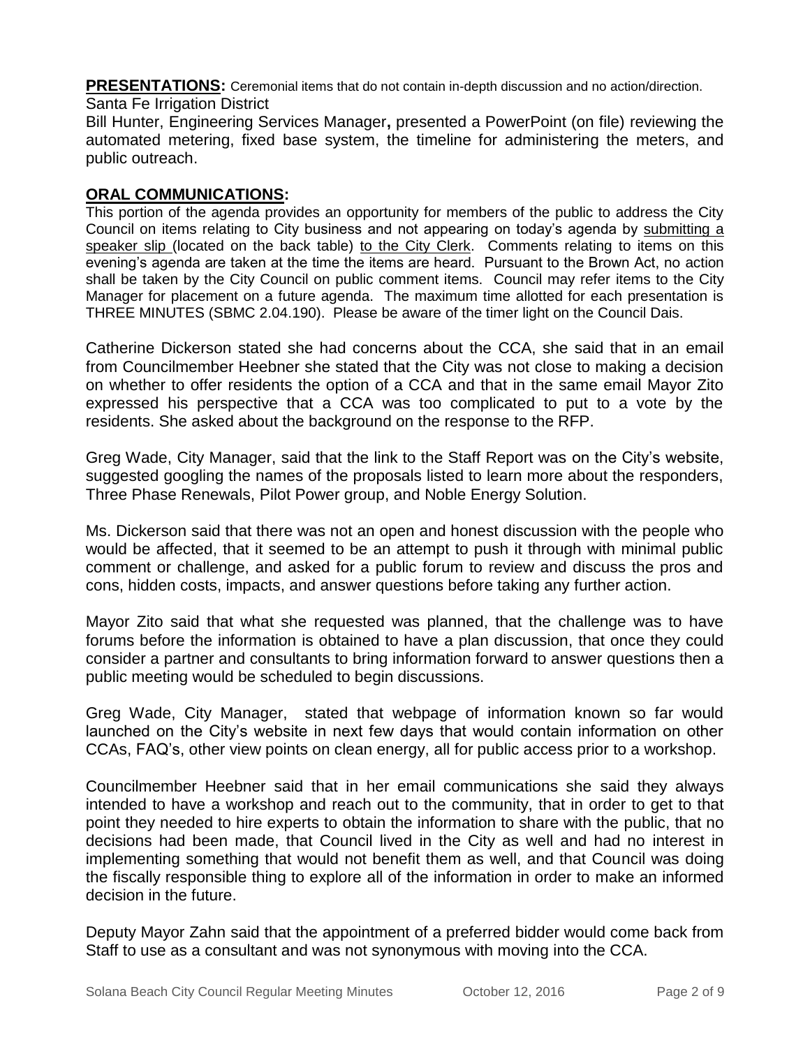**PRESENTATIONS:** Ceremonial items that do not contain in-depth discussion and no action/direction.

Santa Fe Irrigation District

Bill Hunter, Engineering Services Manager**,** presented a PowerPoint (on file) reviewing the automated metering, fixed base system, the timeline for administering the meters, and public outreach.

## **ORAL COMMUNICATIONS:**

This portion of the agenda provides an opportunity for members of the public to address the City Council on items relating to City business and not appearing on today's agenda by submitting a speaker slip (located on the back table) to the City Clerk. Comments relating to items on this evening's agenda are taken at the time the items are heard. Pursuant to the Brown Act, no action shall be taken by the City Council on public comment items. Council may refer items to the City Manager for placement on a future agenda. The maximum time allotted for each presentation is THREE MINUTES (SBMC 2.04.190). Please be aware of the timer light on the Council Dais.

Catherine Dickerson stated she had concerns about the CCA, she said that in an email from Councilmember Heebner she stated that the City was not close to making a decision on whether to offer residents the option of a CCA and that in the same email Mayor Zito expressed his perspective that a CCA was too complicated to put to a vote by the residents. She asked about the background on the response to the RFP.

Greg Wade, City Manager, said that the link to the Staff Report was on the City's website, suggested googling the names of the proposals listed to learn more about the responders, Three Phase Renewals, Pilot Power group, and Noble Energy Solution.

Ms. Dickerson said that there was not an open and honest discussion with the people who would be affected, that it seemed to be an attempt to push it through with minimal public comment or challenge, and asked for a public forum to review and discuss the pros and cons, hidden costs, impacts, and answer questions before taking any further action.

Mayor Zito said that what she requested was planned, that the challenge was to have forums before the information is obtained to have a plan discussion, that once they could consider a partner and consultants to bring information forward to answer questions then a public meeting would be scheduled to begin discussions.

Greg Wade, City Manager, stated that webpage of information known so far would launched on the City's website in next few days that would contain information on other CCAs, FAQ's, other view points on clean energy, all for public access prior to a workshop.

Councilmember Heebner said that in her email communications she said they always intended to have a workshop and reach out to the community, that in order to get to that point they needed to hire experts to obtain the information to share with the public, that no decisions had been made, that Council lived in the City as well and had no interest in implementing something that would not benefit them as well, and that Council was doing the fiscally responsible thing to explore all of the information in order to make an informed decision in the future.

Deputy Mayor Zahn said that the appointment of a preferred bidder would come back from Staff to use as a consultant and was not synonymous with moving into the CCA.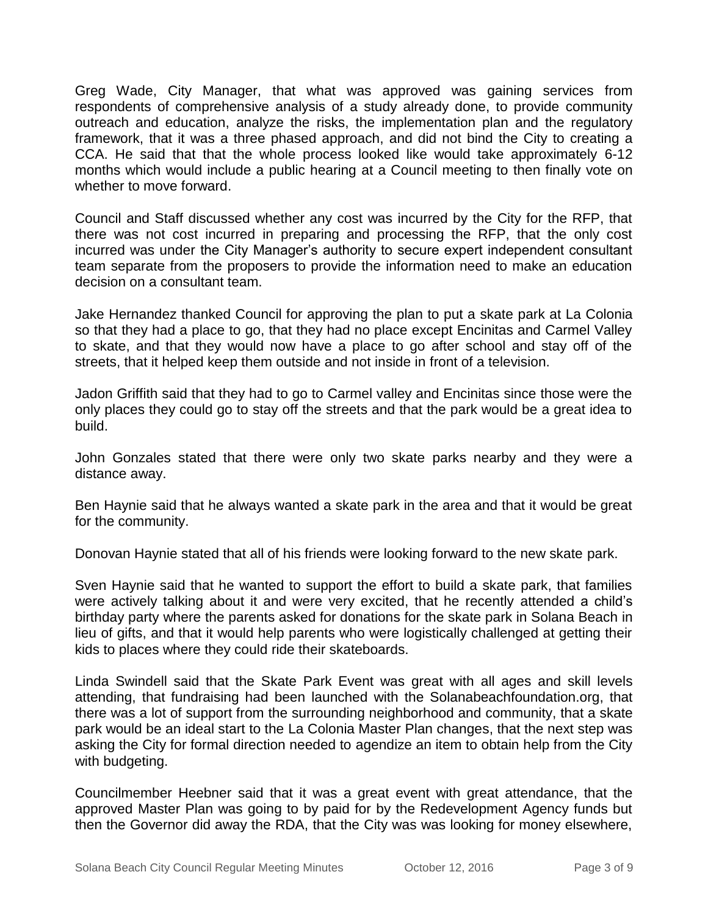Greg Wade, City Manager, that what was approved was gaining services from respondents of comprehensive analysis of a study already done, to provide community outreach and education, analyze the risks, the implementation plan and the regulatory framework, that it was a three phased approach, and did not bind the City to creating a CCA. He said that that the whole process looked like would take approximately 6-12 months which would include a public hearing at a Council meeting to then finally vote on whether to move forward.

Council and Staff discussed whether any cost was incurred by the City for the RFP, that there was not cost incurred in preparing and processing the RFP, that the only cost incurred was under the City Manager's authority to secure expert independent consultant team separate from the proposers to provide the information need to make an education decision on a consultant team.

Jake Hernandez thanked Council for approving the plan to put a skate park at La Colonia so that they had a place to go, that they had no place except Encinitas and Carmel Valley to skate, and that they would now have a place to go after school and stay off of the streets, that it helped keep them outside and not inside in front of a television.

Jadon Griffith said that they had to go to Carmel valley and Encinitas since those were the only places they could go to stay off the streets and that the park would be a great idea to build.

John Gonzales stated that there were only two skate parks nearby and they were a distance away.

Ben Haynie said that he always wanted a skate park in the area and that it would be great for the community.

Donovan Haynie stated that all of his friends were looking forward to the new skate park.

Sven Haynie said that he wanted to support the effort to build a skate park, that families were actively talking about it and were very excited, that he recently attended a child's birthday party where the parents asked for donations for the skate park in Solana Beach in lieu of gifts, and that it would help parents who were logistically challenged at getting their kids to places where they could ride their skateboards.

Linda Swindell said that the Skate Park Event was great with all ages and skill levels attending, that fundraising had been launched with the Solanabeachfoundation.org, that there was a lot of support from the surrounding neighborhood and community, that a skate park would be an ideal start to the La Colonia Master Plan changes, that the next step was asking the City for formal direction needed to agendize an item to obtain help from the City with budgeting.

Councilmember Heebner said that it was a great event with great attendance, that the approved Master Plan was going to by paid for by the Redevelopment Agency funds but then the Governor did away the RDA, that the City was was looking for money elsewhere,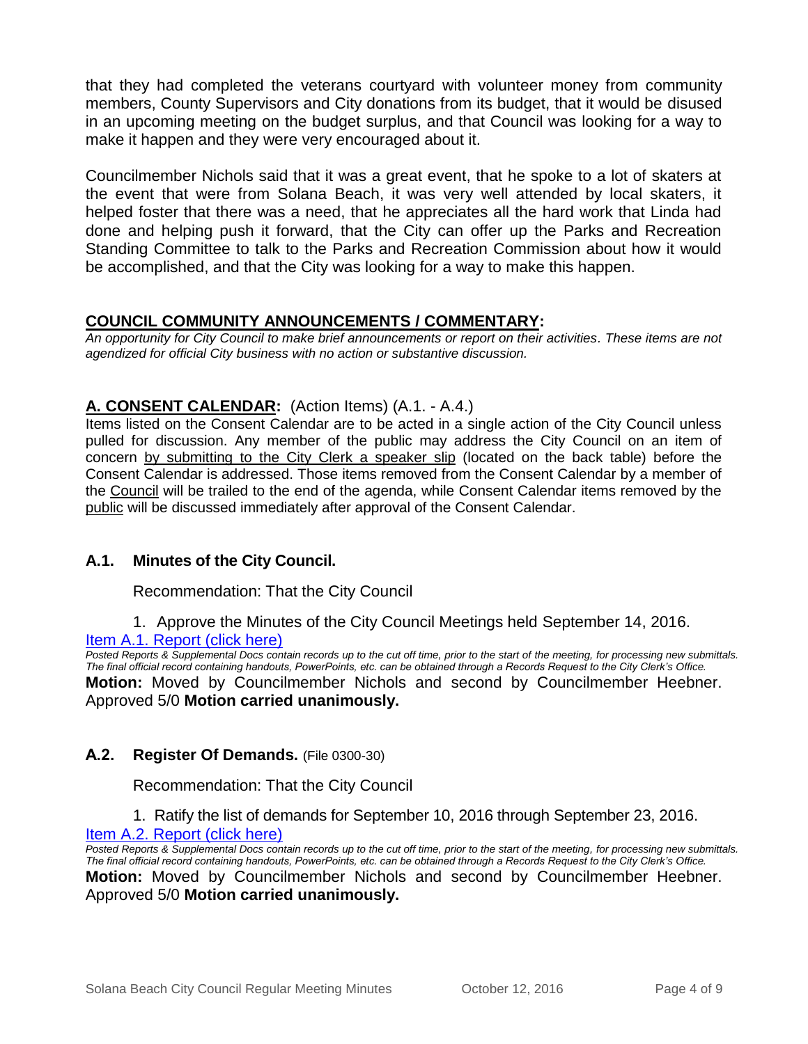that they had completed the veterans courtyard with volunteer money from community members, County Supervisors and City donations from its budget, that it would be disused in an upcoming meeting on the budget surplus, and that Council was looking for a way to make it happen and they were very encouraged about it.

Councilmember Nichols said that it was a great event, that he spoke to a lot of skaters at the event that were from Solana Beach, it was very well attended by local skaters, it helped foster that there was a need, that he appreciates all the hard work that Linda had done and helping push it forward, that the City can offer up the Parks and Recreation Standing Committee to talk to the Parks and Recreation Commission about how it would be accomplished, and that the City was looking for a way to make this happen.

## COUNCIL COMMUNITY ANNOUNCEMENTS / COMMENTARY:

*An opportunity for City Council to make brief announcements or report on their activities. These items are not agendized for official City business with no action or substantive discussion.*

## A. CONSENT CALENDAR: (Action Items) (A.1. - A.4.)

Items listed on the Consent Calendar are to be acted in a single action of the City Council unless pulled for discussion. Any member of the public may address the City Council on an item of concern by submitting to the City Clerk a speaker slip (located on the back table) before the Consent Calendar is addressed. Those items removed from the Consent Calendar by a member of the Council will be trailed to the end of the agenda, while Consent Calendar items removed by the public will be discussed immediately after approval of the Consent Calendar.

### A.1. Minutes of the City Council.

Recommendation: That the City Council

1. Approve the Minutes of the City Council Meetings held September 14, 2016.

[Item A.1. Report (click here)]

*Posted Reports & Supplemental Docs contain records up to the cut off time, prior to the start of the meeting, for processing new submittals. The final official record containing handouts, PowerPoints, etc. can be obtained through a Records Request to the City Clerk's Office.*

**Motion:** Moved by Councilmember Nichols and second by Councilmember Heebner. Approved 5/0 **Motion carried unanimously.**

### A.2. Register Of Demands. (File 0300-30)

Recommendation: That the City Council

1. Ratify the list of demands for September 10, 2016 through September 23, 2016.

[Item A.2. Report (click here)]

*Posted Reports & Supplemental Docs contain records up to the cut off time, prior to the start of the meeting, for processing new submittals. The final official record containing handouts, PowerPoints, etc. can be obtained through a Records Request to the City Clerk's Office.*

**Motion:** Moved by Councilmember Nichols and second by Councilmember Heebner. Approved 5/0 **Motion carried unanimously.**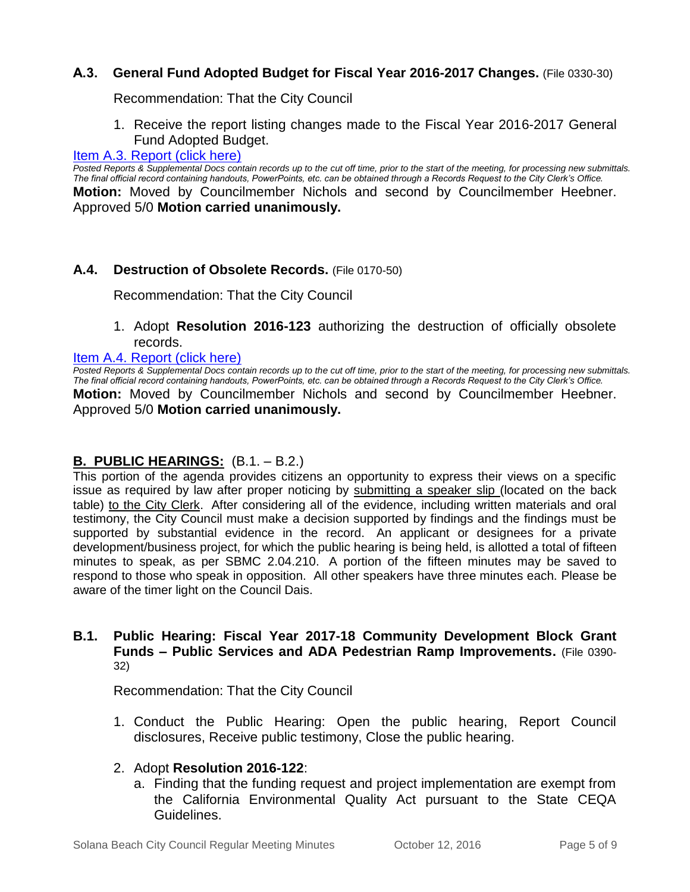### A.3. General Fund Adopted Budget for Fiscal Year 2016-2017 Changes. (File 0330-30)

Recommendation: That the City Council

1. Receive the report listing changes made to the Fiscal Year 2016-2017 General Fund Adopted Budget.

[Item A.3. Report (click here)]

*Posted Reports & Supplemental Docs contain records up to the cut off time, prior to the start of the meeting, for processing new submittals. The final official record containing handouts, PowerPoints, etc. can be obtained through a Records Request to the City Clerk's Office.*

**Motion:** Moved by Councilmember Nichols and second by Councilmember Heebner. Approved 5/0 **Motion carried unanimously.**

### A.4. Destruction of Obsolete Records. (File 0170-50)

Recommendation: That the City Council

1. Adopt **Resolution 2016-123** authorizing the destruction of officially obsolete records.

[Item A.4. Report (click here)]

*Posted Reports & Supplemental Docs contain records up to the cut off time, prior to the start of the meeting, for processing new submittals. The final official record containing handouts, PowerPoints, etc. can be obtained through a Records Request to the City Clerk's Office.*

**Motion:** Moved by Councilmember Nichols and second by Councilmember Heebner. Approved 5/0 **Motion carried unanimously.**

## B. PUBLIC HEARINGS: (B.1. – B.2.)

This portion of the agenda provides citizens an opportunity to express their views on a specific issue as required by law after proper noticing by submitting a speaker slip (located on the back table) to the City Clerk. After considering all of the evidence, including written materials and oral testimony, the City Council must make a decision supported by findings and the findings must be supported by substantial evidence in the record. An applicant or designees for a private development/business project, for which the public hearing is being held, is allotted a total of fifteen minutes to speak, as per SBMC 2.04.210. A portion of the fifteen minutes may be saved to respond to those who speak in opposition. All other speakers have three minutes each. Please be aware of the timer light on the Council Dais.

### B.1. Public Hearing: Fiscal Year 2017-18 Community Development Block Grant Funds – Public Services and ADA Pedestrian Ramp Improvements. (File 0390-32)

Recommendation: That the City Council

1. Conduct the Public Hearing: Open the public hearing, Report Council disclosures, Receive public testimony, Close the public hearing.

2. Adopt **Resolution 2016-122**:
   a. Finding that the funding request and project implementation are exempt from the California Environmental Quality Act pursuant to the State CEQA Guidelines.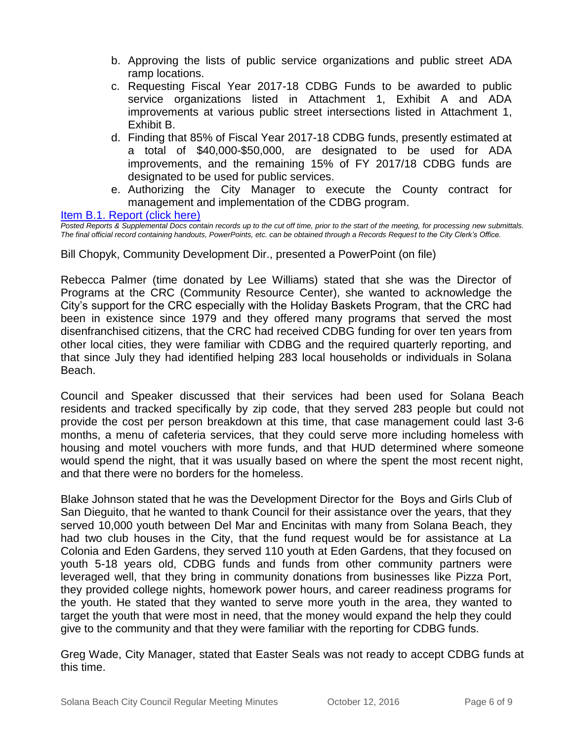b. Approving the lists of public service organizations and public street ADA ramp locations.
c. Requesting Fiscal Year 2017-18 CDBG Funds to be awarded to public service organizations listed in Attachment 1, Exhibit A and ADA improvements at various public street intersections listed in Attachment 1, Exhibit B.
d. Finding that 85% of Fiscal Year 2017-18 CDBG funds, presently estimated at a total of $40,000-$50,000, are designated to be used for ADA improvements, and the remaining 15% of FY 2017/18 CDBG funds are designated to be used for public services.
e. Authorizing the City Manager to execute the County contract for management and implementation of the CDBG program.

Item B.1. Report (click here)

*Posted Reports & Supplemental Docs contain records up to the cut off time, prior to the start of the meeting, for processing new submittals. The final official record containing handouts, PowerPoints, etc. can be obtained through a Records Request to the City Clerk's Office.*

Bill Chopyk, Community Development Dir., presented a PowerPoint (on file)

Rebecca Palmer (time donated by Lee Williams) stated that she was the Director of Programs at the CRC (Community Resource Center), she wanted to acknowledge the City's support for the CRC especially with the Holiday Baskets Program, that the CRC had been in existence since 1979 and they offered many programs that served the most disenfranchised citizens, that the CRC had received CDBG funding for over ten years from other local cities, they were familiar with CDBG and the required quarterly reporting, and that since July they had identified helping 283 local households or individuals in Solana Beach.

Council and Speaker discussed that their services had been used for Solana Beach residents and tracked specifically by zip code, that they served 283 people but could not provide the cost per person breakdown at this time, that case management could last 3-6 months, a menu of cafeteria services, that they could serve more including homeless with housing and motel vouchers with more funds, and that HUD determined where someone would spend the night, that it was usually based on where the spent the most recent night, and that there were no borders for the homeless.

Blake Johnson stated that he was the Development Director for the Boys and Girls Club of San Dieguito, that he wanted to thank Council for their assistance over the years, that they served 10,000 youth between Del Mar and Encinitas with many from Solana Beach, they had two club houses in the City, that the fund request would be for assistance at La Colonia and Eden Gardens, they served 110 youth at Eden Gardens, that they focused on youth 5-18 years old, CDBG funds and funds from other community partners were leveraged well, that they bring in community donations from businesses like Pizza Port, they provided college nights, homework power hours, and career readiness programs for the youth. He stated that they wanted to serve more youth in the area, they wanted to target the youth that were most in need, that the money would expand the help they could give to the community and that they were familiar with the reporting for CDBG funds.

Greg Wade, City Manager, stated that Easter Seals was not ready to accept CDBG funds at this time.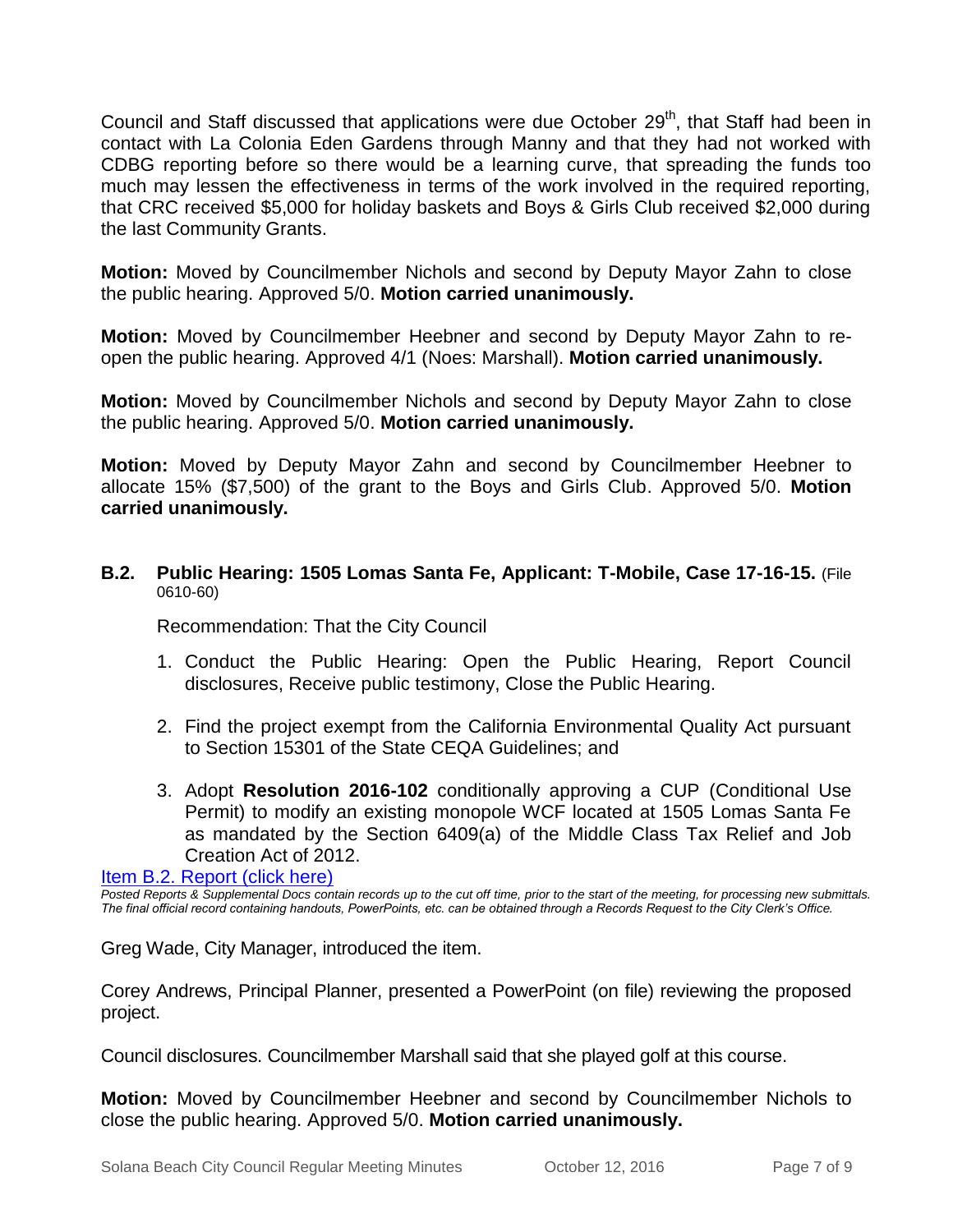Council and Staff discussed that applications were due October 29th, that Staff had been in contact with La Colonia Eden Gardens through Manny and that they had not worked with CDBG reporting before so there would be a learning curve, that spreading the funds too much may lessen the effectiveness in terms of the work involved in the required reporting, that CRC received $5,000 for holiday baskets and Boys & Girls Club received $2,000 during the last Community Grants.

**Motion:** Moved by Councilmember Nichols and second by Deputy Mayor Zahn to close the public hearing. Approved 5/0. **Motion carried unanimously.**

**Motion:** Moved by Councilmember Heebner and second by Deputy Mayor Zahn to re-open the public hearing. Approved 4/1 (Noes: Marshall). **Motion carried unanimously.**

**Motion:** Moved by Councilmember Nichols and second by Deputy Mayor Zahn to close the public hearing. Approved 5/0. **Motion carried unanimously.**

**Motion:** Moved by Deputy Mayor Zahn and second by Councilmember Heebner to allocate 15% ($7,500) of the grant to the Boys and Girls Club. Approved 5/0. **Motion carried unanimously.**

**B.2. Public Hearing: 1505 Lomas Santa Fe, Applicant: T-Mobile, Case 17-16-15.** (File 0610-60)

Recommendation: That the City Council

1. Conduct the Public Hearing: Open the Public Hearing, Report Council disclosures, Receive public testimony, Close the Public Hearing.
2. Find the project exempt from the California Environmental Quality Act pursuant to Section 15301 of the State CEQA Guidelines; and
3. Adopt **Resolution 2016-102** conditionally approving a CUP (Conditional Use Permit) to modify an existing monopole WCF located at 1505 Lomas Santa Fe as mandated by the Section 6409(a) of the Middle Class Tax Relief and Job Creation Act of 2012.

Item B.2. Report (click here)

*Posted Reports & Supplemental Docs contain records up to the cut off time, prior to the start of the meeting, for processing new submittals. The final official record containing handouts, PowerPoints, etc. can be obtained through a Records Request to the City Clerk's Office.*

Greg Wade, City Manager, introduced the item.

Corey Andrews, Principal Planner, presented a PowerPoint (on file) reviewing the proposed project.

Council disclosures. Councilmember Marshall said that she played golf at this course.

**Motion:** Moved by Councilmember Heebner and second by Councilmember Nichols to close the public hearing. Approved 5/0. **Motion carried unanimously.**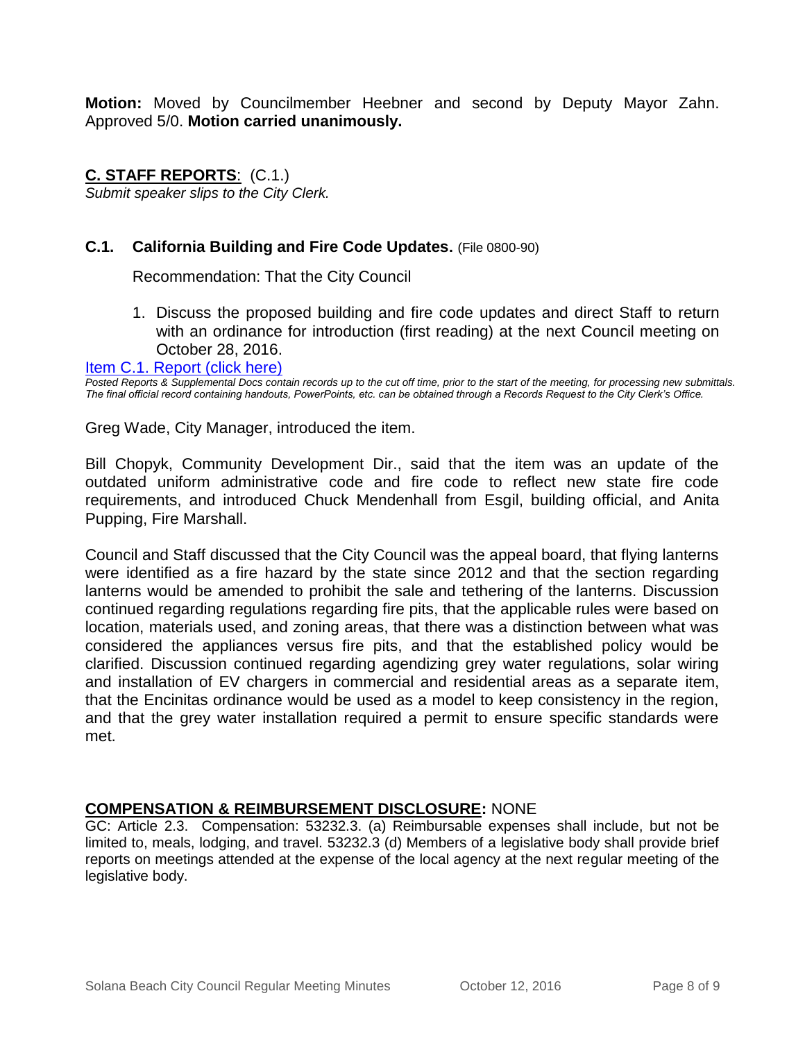**Motion:** Moved by Councilmember Heebner and second by Deputy Mayor Zahn. Approved 5/0. **Motion carried unanimously.**

## C. STAFF REPORTS: (C.1.)

*Submit speaker slips to the City Clerk.*

### C.1. California Building and Fire Code Updates. (File 0800-90)

Recommendation: That the City Council

1. Discuss the proposed building and fire code updates and direct Staff to return with an ordinance for introduction (first reading) at the next Council meeting on October 28, 2016.

[Item C.1. Report (click here)]

*Posted Reports & Supplemental Docs contain records up to the cut off time, prior to the start of the meeting, for processing new submittals. The final official record containing handouts, PowerPoints, etc. can be obtained through a Records Request to the City Clerk's Office.*

Greg Wade, City Manager, introduced the item.

Bill Chopyk, Community Development Dir., said that the item was an update of the outdated uniform administrative code and fire code to reflect new state fire code requirements, and introduced Chuck Mendenhall from Esgil, building official, and Anita Pupping, Fire Marshall.

Council and Staff discussed that the City Council was the appeal board, that flying lanterns were identified as a fire hazard by the state since 2012 and that the section regarding lanterns would be amended to prohibit the sale and tethering of the lanterns. Discussion continued regarding regulations regarding fire pits, that the applicable rules were based on location, materials used, and zoning areas, that there was a distinction between what was considered the appliances versus fire pits, and that the established policy would be clarified. Discussion continued regarding agendizing grey water regulations, solar wiring and installation of EV chargers in commercial and residential areas as a separate item, that the Encinitas ordinance would be used as a model to keep consistency in the region, and that the grey water installation required a permit to ensure specific standards were met.

## COMPENSATION & REIMBURSEMENT DISCLOSURE: NONE

GC: Article 2.3. Compensation: 53232.3. (a) Reimbursable expenses shall include, but not be limited to, meals, lodging, and travel. 53232.3 (d) Members of a legislative body shall provide brief reports on meetings attended at the expense of the local agency at the next regular meeting of the legislative body.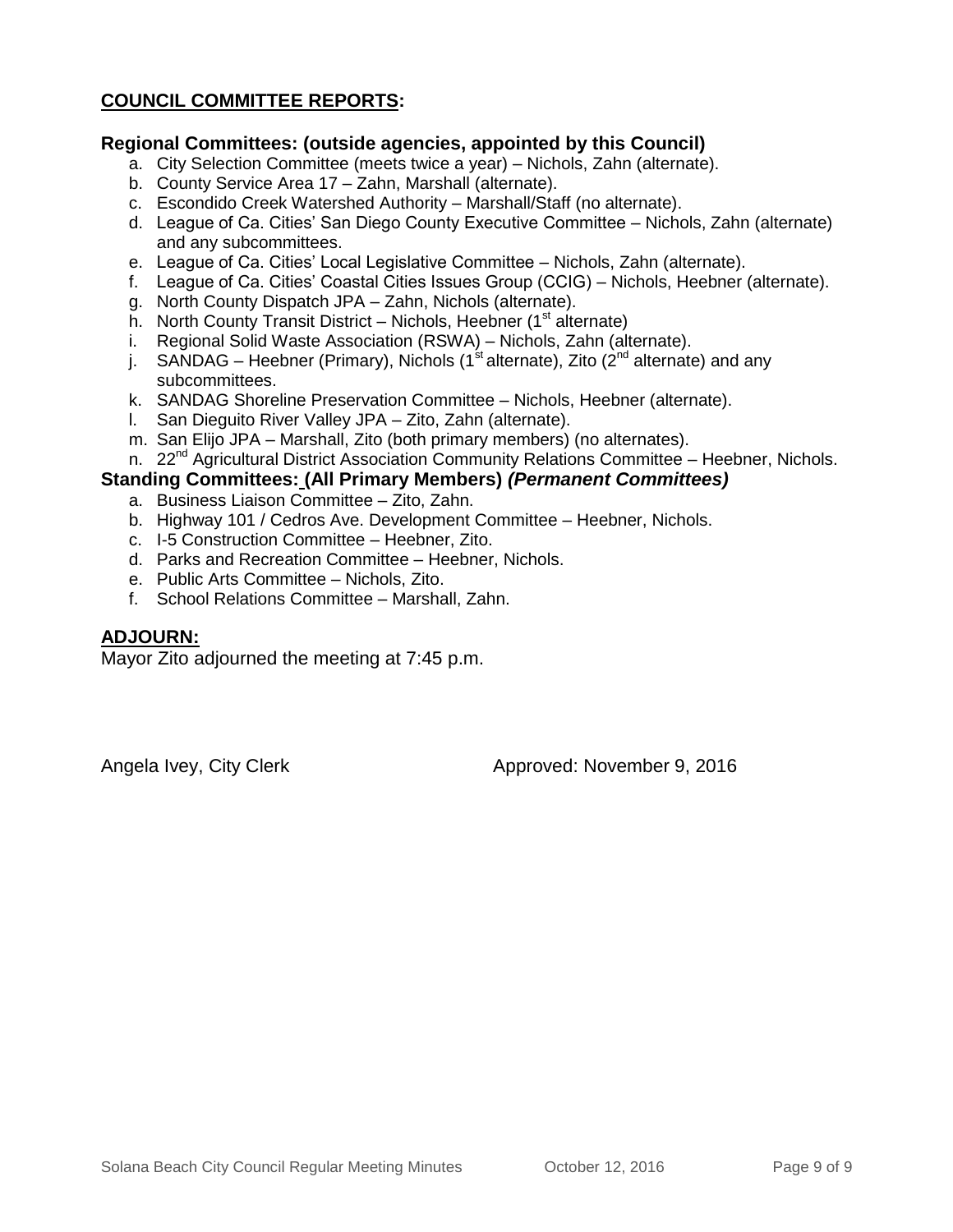## **COUNCIL COMMITTEE REPORTS:**

### Regional Committees: (outside agencies, appointed by this Council)

a. City Selection Committee (meets twice a year) – Nichols, Zahn (alternate).
b. County Service Area 17 – Zahn, Marshall (alternate).
c. Escondido Creek Watershed Authority – Marshall/Staff (no alternate).
d. League of Ca. Cities' San Diego County Executive Committee – Nichols, Zahn (alternate) and any subcommittees.
e. League of Ca. Cities' Local Legislative Committee – Nichols, Zahn (alternate).
f. League of Ca. Cities' Coastal Cities Issues Group (CCIG) – Nichols, Heebner (alternate).
g. North County Dispatch JPA – Zahn, Nichols (alternate).
h. North County Transit District – Nichols, Heebner (1st alternate)
i. Regional Solid Waste Association (RSWA) – Nichols, Zahn (alternate).
j. SANDAG – Heebner (Primary), Nichols (1st alternate), Zito (2nd alternate) and any subcommittees.
k. SANDAG Shoreline Preservation Committee – Nichols, Heebner (alternate).
l. San Dieguito River Valley JPA – Zito, Zahn (alternate).
m. San Elijo JPA – Marshall, Zito (both primary members) (no alternates).
n. 22nd Agricultural District Association Community Relations Committee – Heebner, Nichols.

### Standing Committees: (All Primary Members) *(Permanent Committees)*

a. Business Liaison Committee – Zito, Zahn.
b. Highway 101 / Cedros Ave. Development Committee – Heebner, Nichols.
c. I-5 Construction Committee – Heebner, Zito.
d. Parks and Recreation Committee – Heebner, Nichols.
e. Public Arts Committee – Nichols, Zito.
f. School Relations Committee – Marshall, Zahn.

## **ADJOURN:**

Mayor Zito adjourned the meeting at 7:45 p.m.

Angela Ivey, City Clerk                                        Approved: November 9, 2016